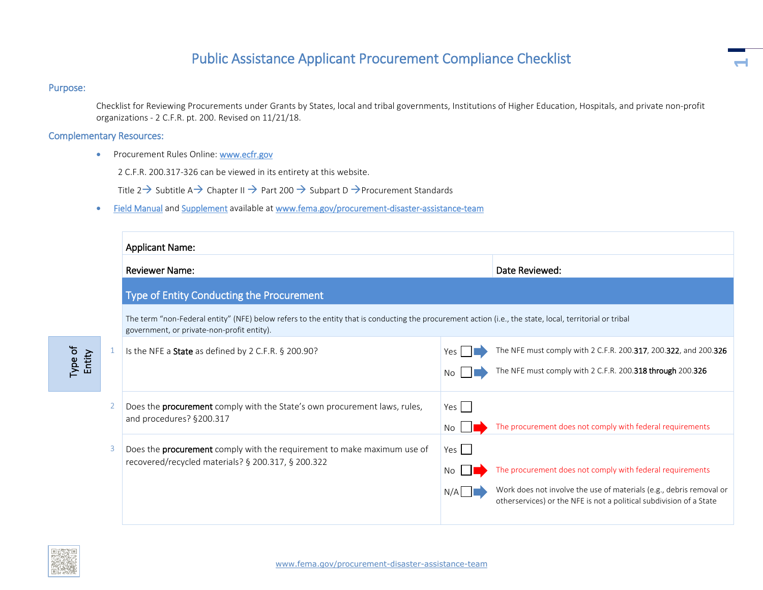# Public Assistance Applicant Procurement Compliance Checklist

## Purpose:

Checklist for Reviewing Procurements under Grants by States, local and tribal governments, Institutions of Higher Education, Hospitals, and private non-profit organizations - 2 C.F.R. pt. 200. Revised on 11/21/18.

## Complementary Resources:

- Procurement Rules Online: www.ecfr.gov

  2 C.F.R. 200.317-326 can be viewed in its entirety at this website.

  Title 2 → Subtitle A → Chapter II → Part 200 → Subpart D → Procurement Standards

- Field Manual and Supplement available at www.fema.gov/procurement-disaster-assistance-team

| Applicant Name: | | |
|---|---|---|
| **Reviewer Name:** | | **Date Reviewed:** |

## Type of Entity Conducting the Procurement

The term "non-Federal entity" (NFE) below refers to the entity that is conducting the procurement action (i.e., the state, local, territorial or tribal government, or private-non-profit entity).

**Type of Entity**

| # | Question | Response | Result |
|---|---|---|---|
| 1 | Is the NFE a **State** as defined by 2 C.F.R. § 200.90? | Yes ☐ → | The NFE must comply with 2 C.F.R. 200.**317**, 200.**322**, and 200.**326** |
| | | No ☐ → | The NFE must comply with 2 C.F.R. 200.**318 through** 200.**326** |
| 2 | Does the **procurement** comply with the State's own procurement laws, rules, and procedures? §200.317 | Yes ☐ | |
| | | No ☐ → | The procurement does not comply with federal requirements |
| 3 | Does the **procurement** comply with the requirement to make maximum use of recovered/recycled materials? § 200.317, § 200.322 | Yes ☐ | |
| | | No ☐ → | The procurement does not comply with federal requirements |
| | | N/A ☐ → | Work does not involve the use of materials (e.g., debris removal or otherservices) or the NFE is not a political subdivision of a State |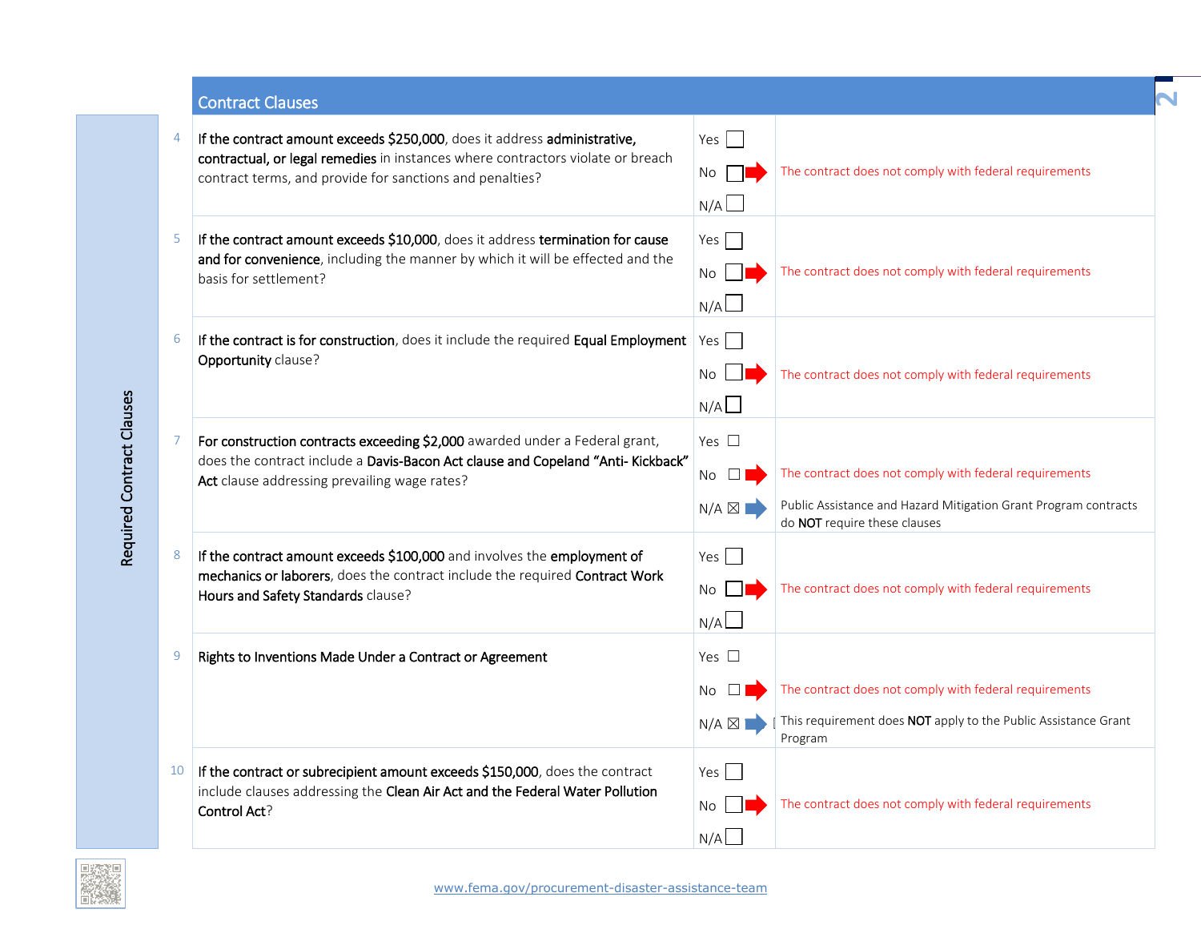## Contract Clauses

**Required Contract Clauses**

| # | Question | Response | Result |
|---|---|---|---|
| 4 | **If the contract amount exceeds $250,000**, does it address **administrative, contractual, or legal remedies** in instances where contractors violate or breach contract terms, and provide for sanctions and penalties? | Yes ☐<br>No ☐<br>N/A ☐ | No: The contract does not comply with federal requirements |
| 5 | **If the contract amount exceeds $10,000**, does it address **termination for cause and for convenience**, including the manner by which it will be effected and the basis for settlement? | Yes ☐<br>No ☐<br>N/A ☐ | No: The contract does not comply with federal requirements |
| 6 | **If the contract is for construction**, does it include the required **Equal Employment Opportunity** clause? | Yes ☐<br>No ☐<br>N/A ☐ | No: The contract does not comply with federal requirements |
| 7 | **For construction contracts exceeding $2,000** awarded under a Federal grant, does the contract include a **Davis-Bacon Act clause and Copeland "Anti- Kickback" Act** clause addressing prevailing wage rates? | Yes ☐<br>No ☐<br>N/A ☒ | No: The contract does not comply with federal requirements<br>N/A: Public Assistance and Hazard Mitigation Grant Program contracts do **NOT** require these clauses |
| 8 | **If the contract amount exceeds $100,000** and involves the **employment of mechanics or laborers**, does the contract include the required **Contract Work Hours and Safety Standards** clause? | Yes ☐<br>No ☐<br>N/A ☐ | No: The contract does not comply with federal requirements |
| 9 | **Rights to Inventions Made Under a Contract or Agreement** | Yes ☐<br>No ☐<br>N/A ☒ | No: The contract does not comply with federal requirements<br>N/A: This requirement does **NOT** apply to the Public Assistance Grant Program |
| 10 | **If the contract or subrecipient amount exceeds $150,000**, does the contract include clauses addressing the **Clean Air Act and the Federal Water Pollution Control Act**? | Yes ☐<br>No ☐<br>N/A ☐ | No: The contract does not comply with federal requirements |

www.fema.gov/procurement-disaster-assistance-team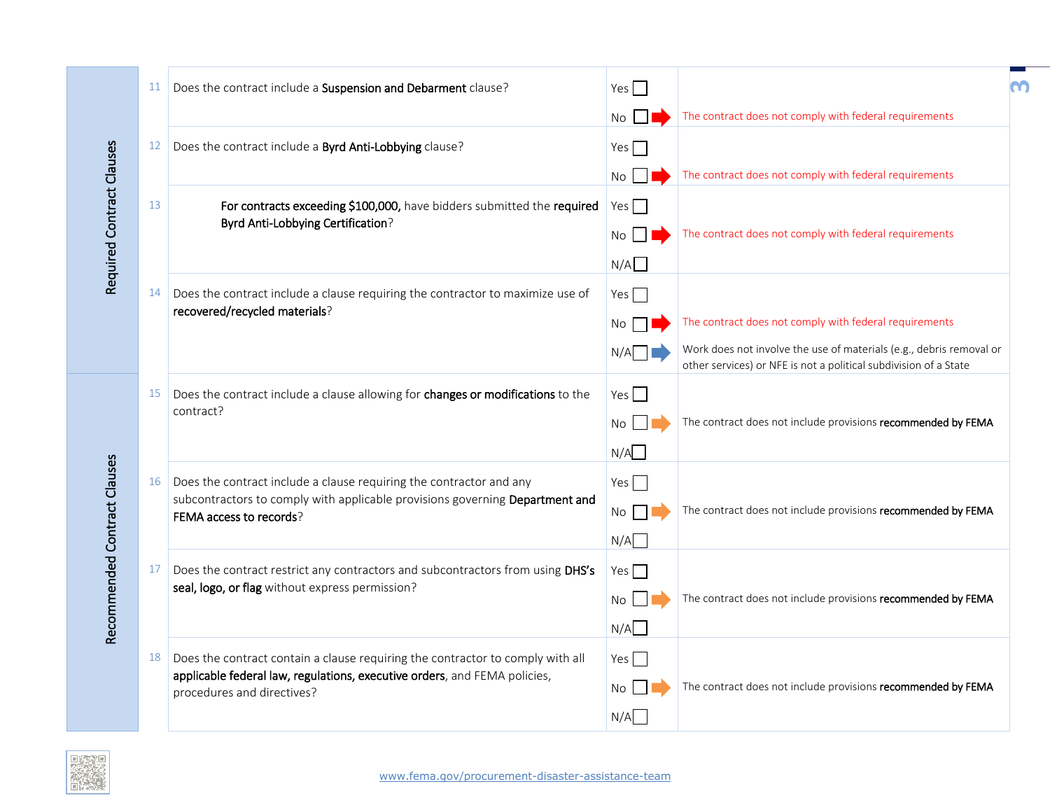| Section | # | Question | Response | Result |
|---|---|---|---|---|
| Required Contract Clauses | 11 | Does the contract include a **Suspension and Debarment** clause? | Yes ☐<br>No ☐ ➡ | <br>The contract does not comply with federal requirements |
| | 12 | Does the contract include a **Byrd Anti-Lobbying** clause? | Yes ☐<br>No ☐ ➡ | <br>The contract does not comply with federal requirements |
| | 13 | **For contracts exceeding $100,000,** have bidders submitted the **required Byrd Anti-Lobbying Certification**? | Yes ☐<br>No ☐ ➡<br>N/A ☐ | <br>The contract does not comply with federal requirements |
| | 14 | Does the contract include a clause requiring the contractor to maximize use of **recovered/recycled materials**? | Yes ☐<br>No ☐ ➡<br>N/A ☐ ➡ | <br>The contract does not comply with federal requirements<br>Work does not involve the use of materials (e.g., debris removal or other services) or NFE is not a political subdivision of a State |
| Recommended Contract Clauses | 15 | Does the contract include a clause allowing for **changes or modifications** to the contract? | Yes ☐<br>No ☐ ➡<br>N/A ☐ | <br>The contract does not include provisions **recommended by FEMA** |
| | 16 | Does the contract include a clause requiring the contractor and any subcontractors to comply with applicable provisions governing **Department and FEMA access to records**? | Yes ☐<br>No ☐ ➡<br>N/A ☐ | <br>The contract does not include provisions **recommended by FEMA** |
| | 17 | Does the contract restrict any contractors and subcontractors from using **DHS's seal, logo, or flag** without express permission? | Yes ☐<br>No ☐ ➡<br>N/A ☐ | <br>The contract does not include provisions **recommended by FEMA** |
| | 18 | Does the contract contain a clause requiring the contractor to comply with all **applicable federal law, regulations, executive orders**, and FEMA policies, procedures and directives? | Yes ☐<br>No ☐ ➡<br>N/A ☐ | <br>The contract does not include provisions **recommended by FEMA** |

www.fema.gov/procurement-disaster-assistance-team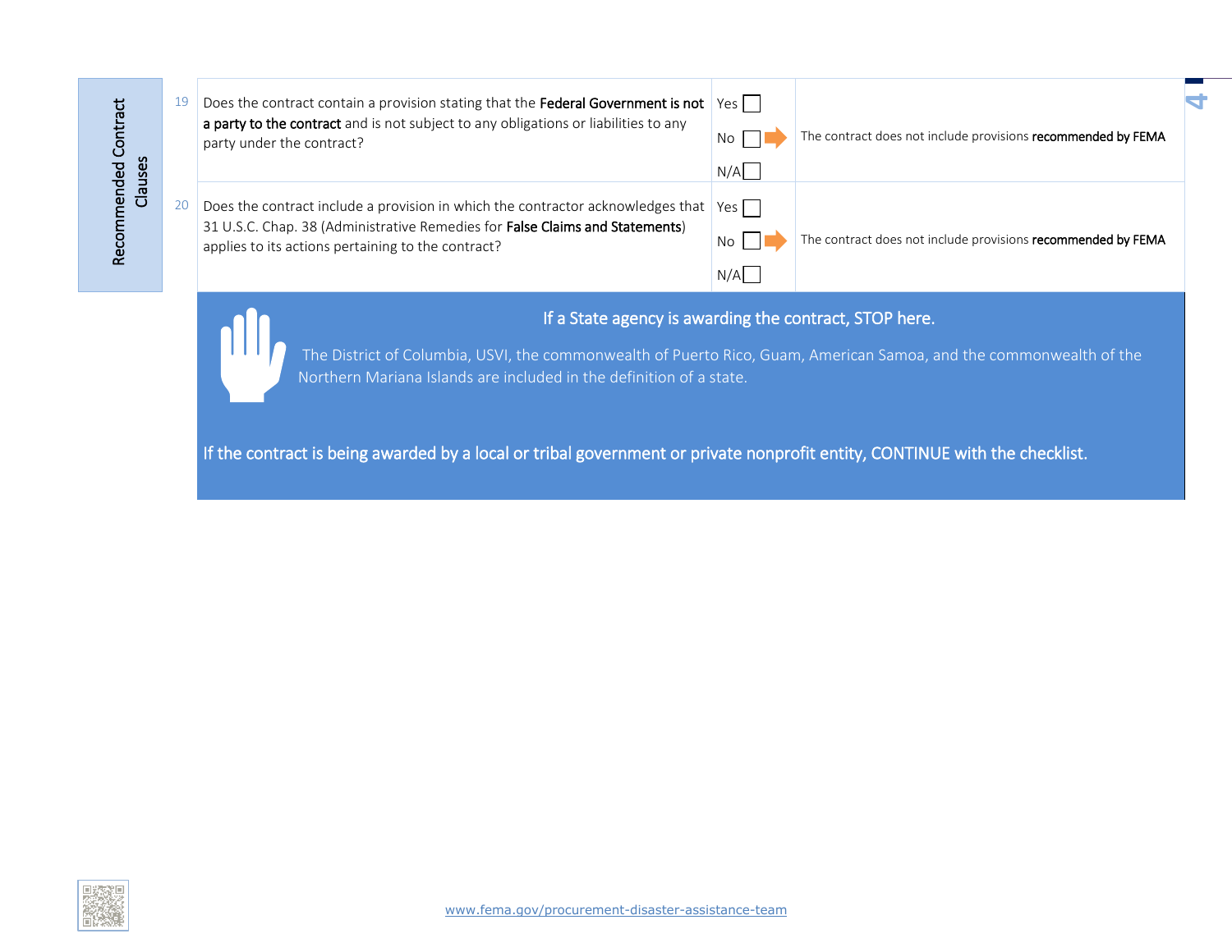## Recommended Contract Clauses

| # | Question | Response | Note |
|---|---|---|---|
| 19 | Does the contract contain a provision stating that the **Federal Government is not a party to the contract** and is not subject to any obligations or liabilities to any party under the contract? | Yes ☐<br>No ☐ ➡<br>N/A ☐ | The contract does not include provisions **recommended by FEMA** |
| 20 | Does the contract include a provision in which the contractor acknowledges that 31 U.S.C. Chap. 38 (Administrative Remedies for **False Claims and Statements**) applies to its actions pertaining to the contract? | Yes ☐<br>No ☐ ➡<br>N/A ☐ | The contract does not include provisions **recommended by FEMA** |

**If a State agency is awarding the contract, STOP here.**

The District of Columbia, USVI, the commonwealth of Puerto Rico, Guam, American Samoa, and the commonwealth of the Northern Mariana Islands are included in the definition of a state.

**If the contract is being awarded by a local or tribal government or private nonprofit entity, CONTINUE with the checklist.**

www.fema.gov/procurement-disaster-assistance-team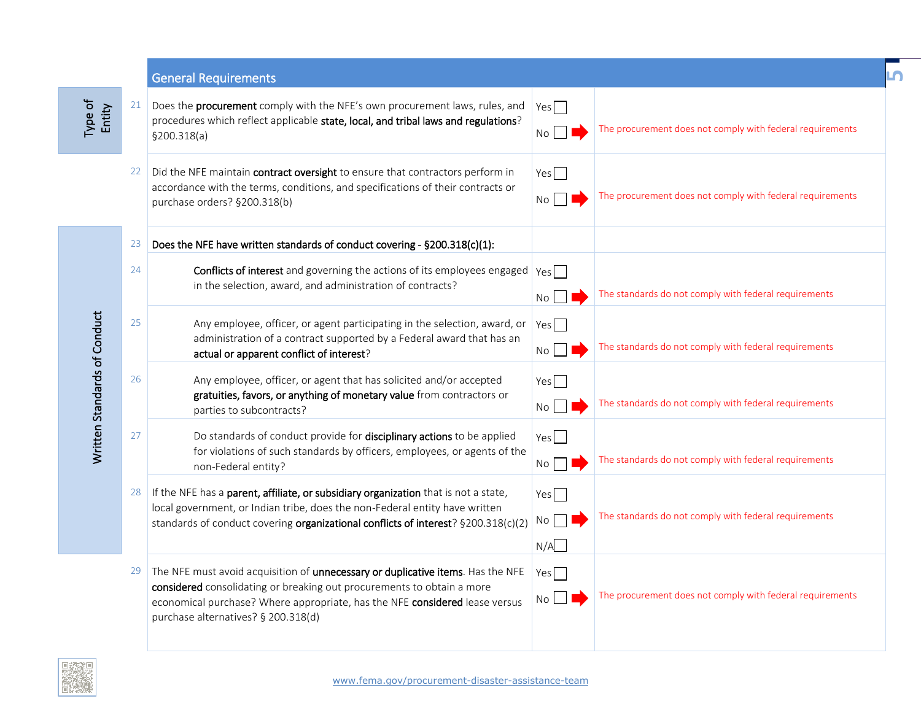## General Requirements

| Section | # | Question | Response | Result if No |
|---|---|---|---|---|
| Type of Entity | 21 | Does the **procurement** comply with the NFE's own procurement laws, rules, and procedures which reflect applicable **state, local, and tribal laws and regulations**? §200.318(a) | Yes ☐ No ☐ | The procurement does not comply with federal requirements |
| | 22 | Did the NFE maintain **contract oversight** to ensure that contractors perform in accordance with the terms, conditions, and specifications of their contracts or purchase orders? §200.318(b) | Yes ☐ No ☐ | The procurement does not comply with federal requirements |
| Written Standards of Conduct | 23 | **Does the NFE have written standards of conduct covering - §200.318(c)(1):** | | |
| | 24 | **Conflicts of interest** and governing the actions of its employees engaged in the selection, award, and administration of contracts? | Yes ☐ No ☐ | The standards do not comply with federal requirements |
| | 25 | Any employee, officer, or agent participating in the selection, award, or administration of a contract supported by a Federal award that has an **actual or apparent conflict of interest**? | Yes ☐ No ☐ | The standards do not comply with federal requirements |
| | 26 | Any employee, officer, or agent that has solicited and/or accepted **gratuities, favors, or anything of monetary value** from contractors or parties to subcontracts? | Yes ☐ No ☐ | The standards do not comply with federal requirements |
| | 27 | Do standards of conduct provide for **disciplinary actions** to be applied for violations of such standards by officers, employees, or agents of the non-Federal entity? | Yes ☐ No ☐ | The standards do not comply with federal requirements |
| | 28 | If the NFE has a **parent, affiliate, or subsidiary organization** that is not a state, local government, or Indian tribe, does the non-Federal entity have written standards of conduct covering **organizational conflicts of interest**? §200.318(c)(2) | Yes ☐ No ☐ N/A ☐ | The standards do not comply with federal requirements |
| | 29 | The NFE must avoid acquisition of **unnecessary or duplicative items**. Has the NFE **considered** consolidating or breaking out procurements to obtain a more economical purchase? Where appropriate, has the NFE **considered** lease versus purchase alternatives? § 200.318(d) | Yes ☐ No ☐ | The procurement does not comply with federal requirements |

www.fema.gov/procurement-disaster-assistance-team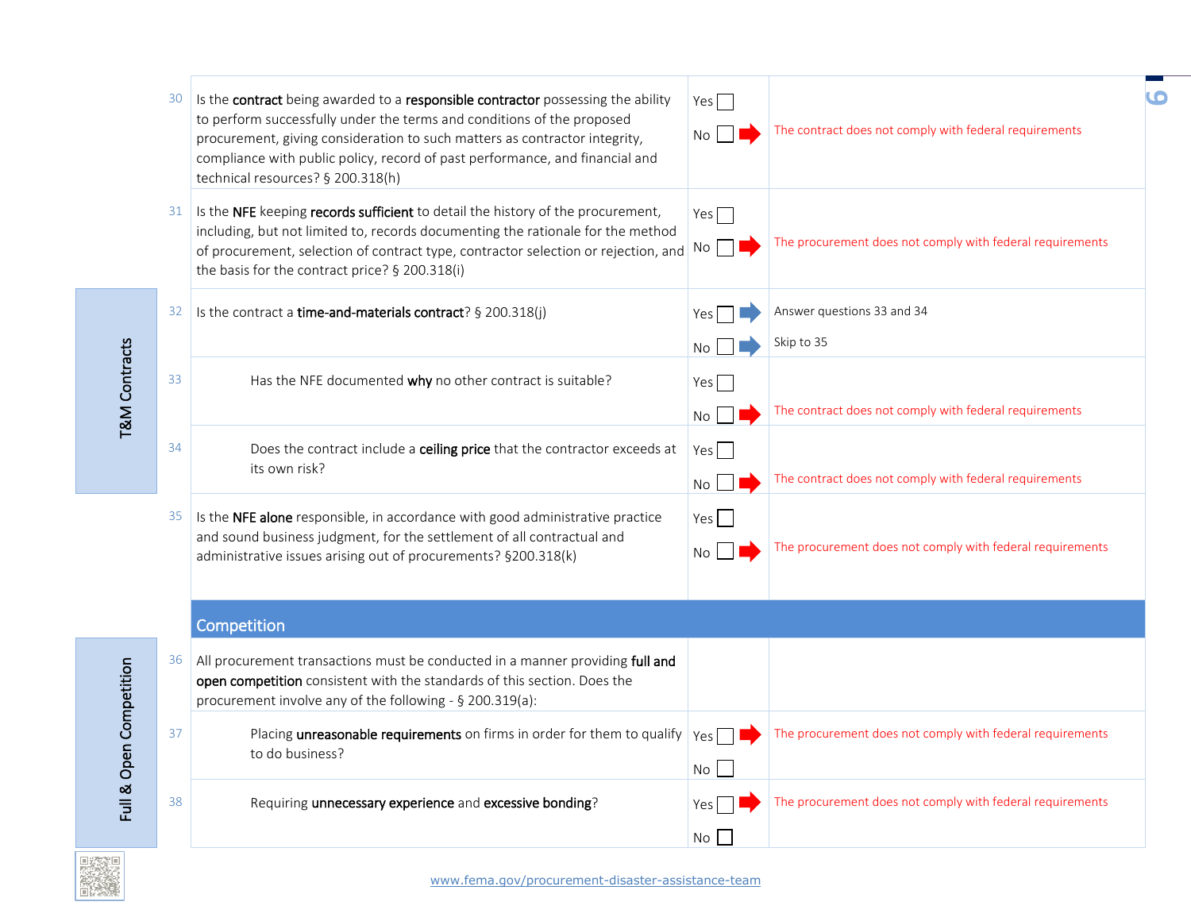| # | Question | Answer | Result |
|---|---|---|---|
| 30 | Is the **contract** being awarded to a **responsible contractor** possessing the ability to perform successfully under the terms and conditions of the proposed procurement, giving consideration to such matters as contractor integrity, compliance with public policy, record of past performance, and financial and technical resources? § 200.318(h) | Yes ☐<br>No ☐ ➡ | The contract does not comply with federal requirements |
| 31 | Is the **NFE** keeping **records sufficient** to detail the history of the procurement, including, but not limited to, records documenting the rationale for the method of procurement, selection of contract type, contractor selection or rejection, and the basis for the contract price? § 200.318(i) | Yes ☐<br>No ☐ ➡ | The procurement does not comply with federal requirements |

**T&M Contracts**

| # | Question | Answer | Result |
|---|---|---|---|
| 32 | Is the contract a **time-and-materials contract**? § 200.318(j) | Yes ☐ ➡<br>No ☐ ➡ | Answer questions 33 and 34<br>Skip to 35 |
| 33 | Has the NFE documented **why** no other contract is suitable? | Yes ☐<br>No ☐ ➡ | The contract does not comply with federal requirements |
| 34 | Does the contract include a **ceiling price** that the contractor exceeds at its own risk? | Yes ☐<br>No ☐ ➡ | The contract does not comply with federal requirements |
| 35 | Is the **NFE alone** responsible, in accordance with good administrative practice and sound business judgment, for the settlement of all contractual and administrative issues arising out of procurements? §200.318(k) | Yes ☐<br>No ☐ ➡ | The procurement does not comply with federal requirements |

## Competition

**Full & Open Competition**

| # | Question | Answer | Result |
|---|---|---|---|
| 36 | All procurement transactions must be conducted in a manner providing **full and open competition** consistent with the standards of this section. Does the procurement involve any of the following - § 200.319(a): | | |
| 37 | Placing **unreasonable requirements** on firms in order for them to qualify to do business? | Yes ☐ ➡<br>No ☐ | The procurement does not comply with federal requirements |
| 38 | Requiring **unnecessary experience** and **excessive bonding**? | Yes ☐ ➡<br>No ☐ | The procurement does not comply with federal requirements |

www.fema.gov/procurement-disaster-assistance-team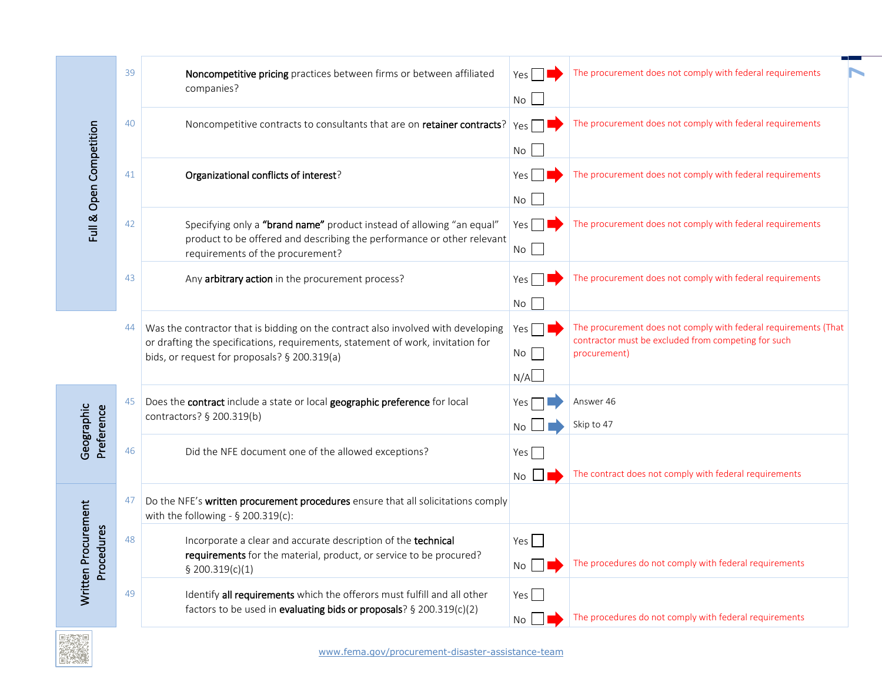| Section | # | Question | Response | Result |
|---|---|---|---|---|
| Full & Open Competition | 39 | **Noncompetitive pricing** practices between firms or between affiliated companies? | Yes ☐ → / No ☐ | The procurement does not comply with federal requirements |
| | 40 | Noncompetitive contracts to consultants that are on **retainer contracts**? | Yes ☐ → / No ☐ | The procurement does not comply with federal requirements |
| | 41 | **Organizational conflicts of interest**? | Yes ☐ → / No ☐ | The procurement does not comply with federal requirements |
| | 42 | Specifying only a **"brand name"** product instead of allowing "an equal" product to be offered and describing the performance or other relevant requirements of the procurement? | Yes ☐ → / No ☐ | The procurement does not comply with federal requirements |
| | 43 | Any **arbitrary action** in the procurement process? | Yes ☐ → / No ☐ | The procurement does not comply with federal requirements |
| | 44 | Was the contractor that is bidding on the contract also involved with developing or drafting the specifications, requirements, statement of work, invitation for bids, or request for proposals? § 200.319(a) | Yes ☐ → / No ☐ / N/A ☐ | The procurement does not comply with federal requirements (That contractor must be excluded from competing for such procurement) |
| Geographic Preference | 45 | Does the **contract** include a state or local **geographic preference** for local contractors? § 200.319(b) | Yes ☐ → / No ☐ → | Answer 46 / Skip to 47 |
| | 46 | Did the NFE document one of the allowed exceptions? | Yes ☐ / No ☐ → | The contract does not comply with federal requirements |
| Written Procurement Procedures | 47 | Do the NFE's **written procurement procedures** ensure that all solicitations comply with the following - § 200.319(c): | | |
| | 48 | Incorporate a clear and accurate description of the **technical requirements** for the material, product, or service to be procured? § 200.319(c)(1) | Yes ☐ / No ☐ → | The procedures do not comply with federal requirements |
| | 49 | Identify **all requirements** which the offerors must fulfill and all other factors to be used in **evaluating bids or proposals**? § 200.319(c)(2) | Yes ☐ / No ☐ → | The procedures do not comply with federal requirements |

www.fema.gov/procurement-disaster-assistance-team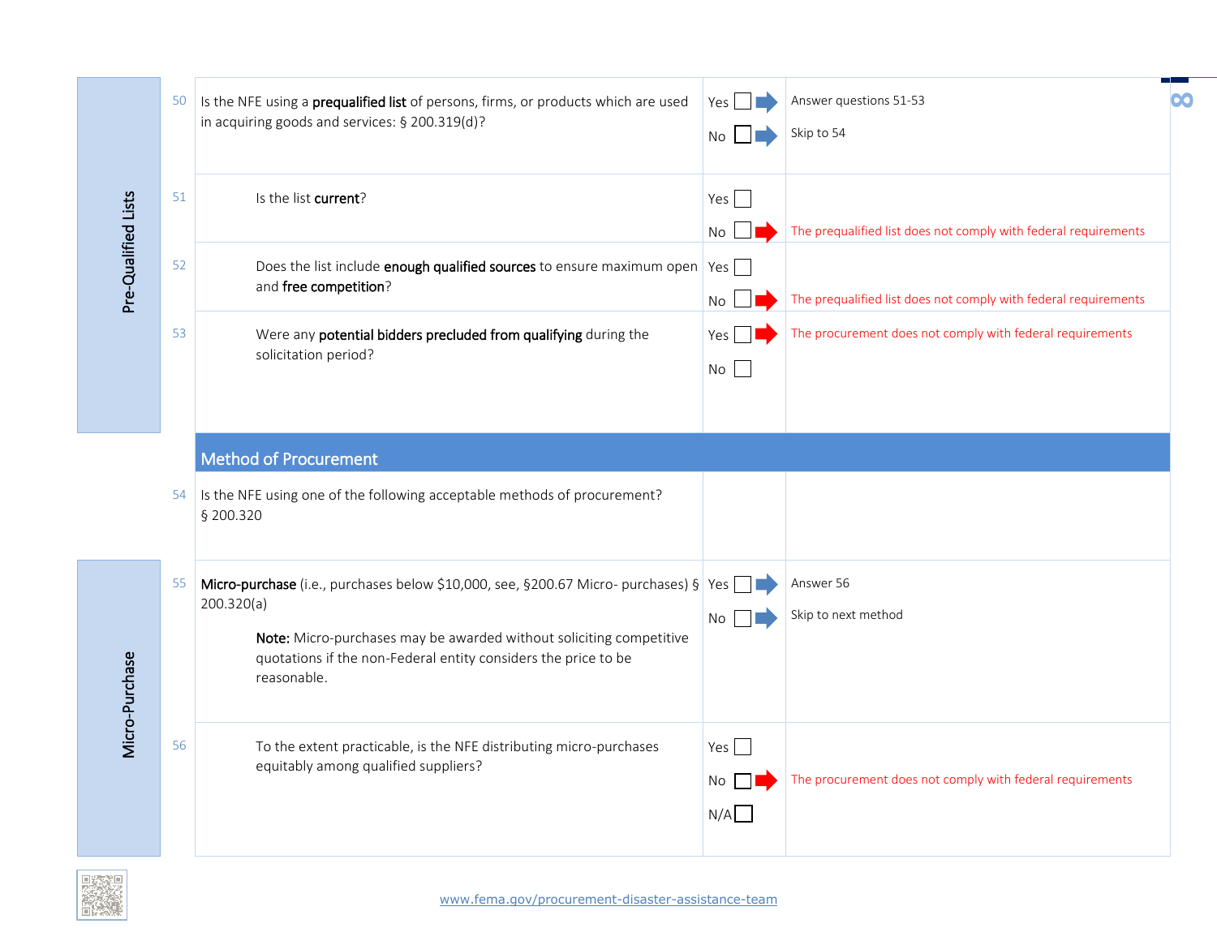| Section | # | Question | Response | Action |
|---|---|---|---|---|
| Pre-Qualified Lists | 50 | Is the NFE using a **prequalified list** of persons, firms, or products which are used in acquiring goods and services: § 200.319(d)? | Yes ☐ → <br> No ☐ → | Answer questions 51-53 <br> Skip to 54 |
| | 51 | Is the list **current**? | Yes ☐ <br> No ☐ → | The prequalified list does not comply with federal requirements |
| | 52 | Does the list include **enough qualified sources** to ensure maximum open and **free competition**? | Yes ☐ <br> No ☐ → | The prequalified list does not comply with federal requirements |
| | 53 | Were any **potential bidders precluded from qualifying** during the solicitation period? | Yes ☐ → <br> No ☐ | The procurement does not comply with federal requirements |

## Method of Procurement

| Section | # | Question | Response | Action |
|---|---|---|---|---|
| | 54 | Is the NFE using one of the following acceptable methods of procurement? § 200.320 | | |
| Micro-Purchase | 55 | **Micro-purchase** (i.e., purchases below $10,000, see, §200.67 Micro- purchases) § 200.320(a) <br><br> **Note:** Micro-purchases may be awarded without soliciting competitive quotations if the non-Federal entity considers the price to be reasonable. | Yes ☐ → <br> No ☐ → | Answer 56 <br> Skip to next method |
| | 56 | To the extent practicable, is the NFE distributing micro-purchases equitably among qualified suppliers? | Yes ☐ <br> No ☐ → <br> N/A ☐ | The procurement does not comply with federal requirements |

www.fema.gov/procurement-disaster-assistance-team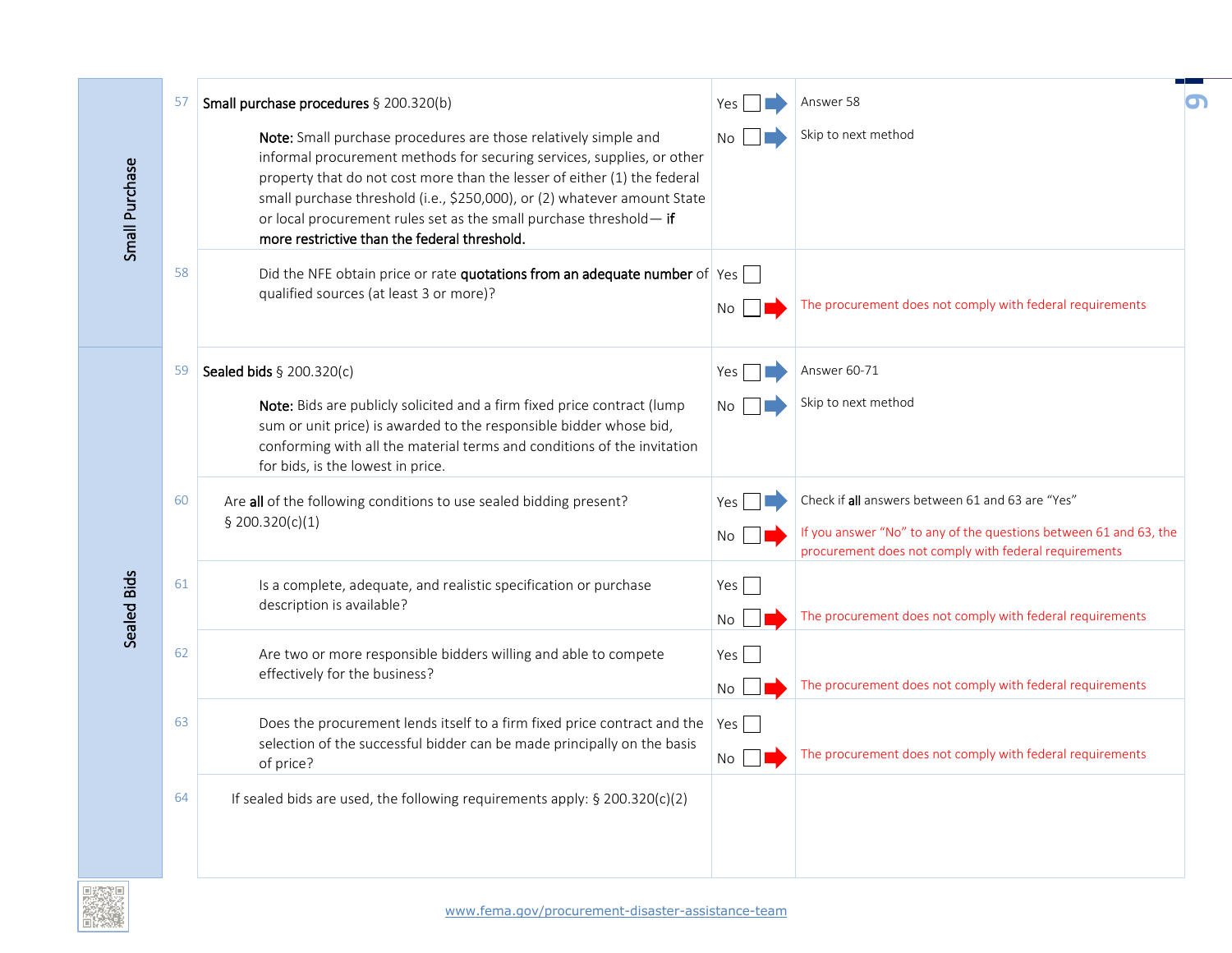| Section | # | Question | Answer | Action |
|---|---|---|---|---|
| Small Purchase | 57 | **Small purchase procedures** § 200.320(b)<br><br>**Note:** Small purchase procedures are those relatively simple and informal procurement methods for securing services, supplies, or other property that do not cost more than the lesser of either (1) the federal small purchase threshold (i.e., $250,000), or (2) whatever amount State or local procurement rules set as the small purchase threshold— **if more restrictive than the federal threshold.** | Yes ☐<br>No ☐ | Answer 58<br>Skip to next method |
| | 58 | Did the NFE obtain price or rate **quotations from an adequate number** of qualified sources (at least 3 or more)? | Yes ☐<br>No ☐ | No: The procurement does not comply with federal requirements |
| Sealed Bids | 59 | **Sealed bids** § 200.320(c)<br><br>**Note:** Bids are publicly solicited and a firm fixed price contract (lump sum or unit price) is awarded to the responsible bidder whose bid, conforming with all the material terms and conditions of the invitation for bids, is the lowest in price. | Yes ☐<br>No ☐ | Answer 60-71<br>Skip to next method |
| | 60 | Are **all** of the following conditions to use sealed bidding present? § 200.320(c)(1) | Yes ☐<br>No ☐ | Check if **all** answers between 61 and 63 are "Yes"<br>If you answer "No" to any of the questions between 61 and 63, the procurement does not comply with federal requirements |
| | 61 | Is a complete, adequate, and realistic specification or purchase description is available? | Yes ☐<br>No ☐ | No: The procurement does not comply with federal requirements |
| | 62 | Are two or more responsible bidders willing and able to compete effectively for the business? | Yes ☐<br>No ☐ | No: The procurement does not comply with federal requirements |
| | 63 | Does the procurement lends itself to a firm fixed price contract and the selection of the successful bidder can be made principally on the basis of price? | Yes ☐<br>No ☐ | No: The procurement does not comply with federal requirements |
| | 64 | If sealed bids are used, the following requirements apply: § 200.320(c)(2) | | |

www.fema.gov/procurement-disaster-assistance-team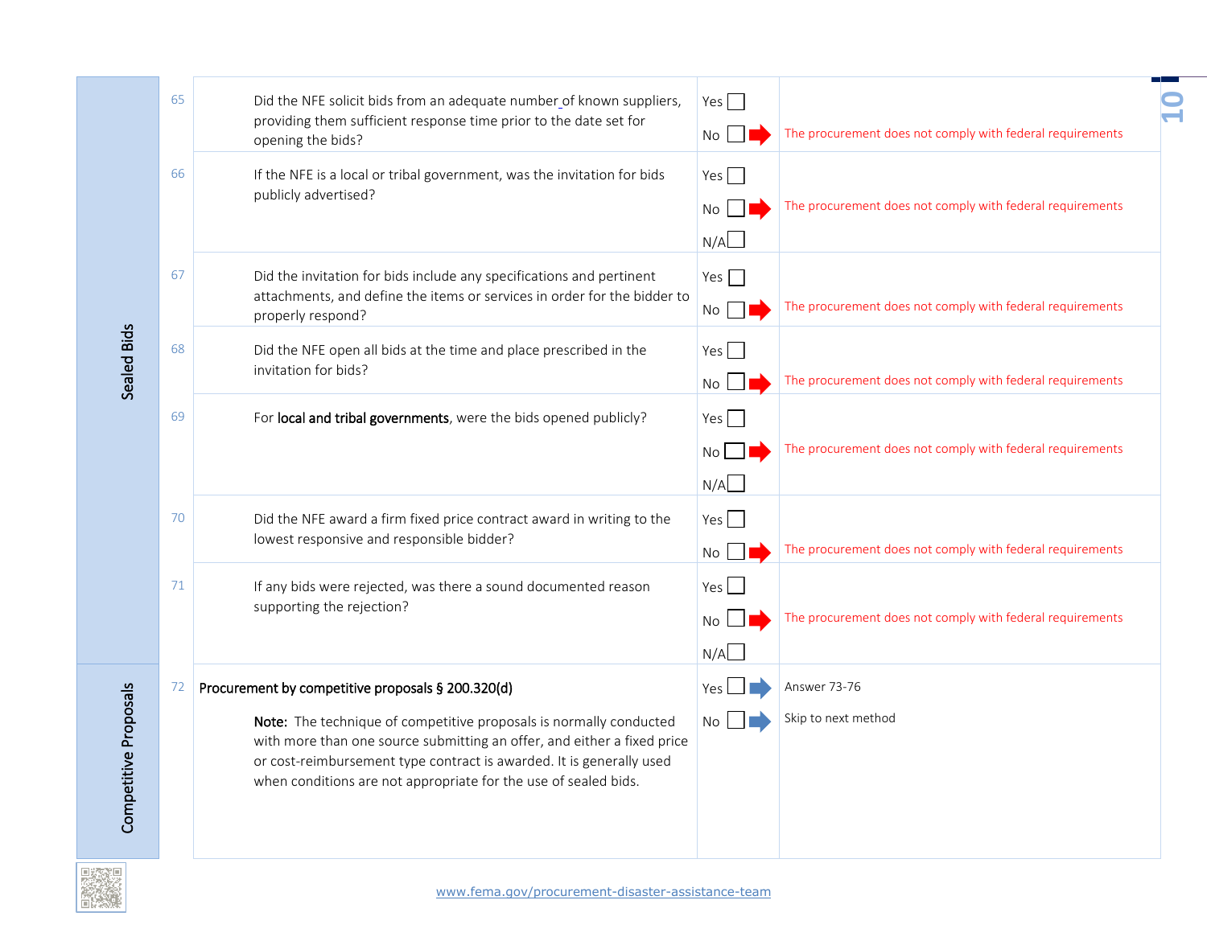| Section | # | Question | Response | Result |
|---|---|---|---|---|
| Sealed Bids | 65 | Did the NFE solicit bids from an adequate number of known suppliers, providing them sufficient response time prior to the date set for opening the bids? | Yes ☐<br>No ☐ ➡ | The procurement does not comply with federal requirements |
| | 66 | If the NFE is a local or tribal government, was the invitation for bids publicly advertised? | Yes ☐<br>No ☐ ➡<br>N/A ☐ | The procurement does not comply with federal requirements |
| | 67 | Did the invitation for bids include any specifications and pertinent attachments, and define the items or services in order for the bidder to properly respond? | Yes ☐<br>No ☐ ➡ | The procurement does not comply with federal requirements |
| | 68 | Did the NFE open all bids at the time and place prescribed in the invitation for bids? | Yes ☐<br>No ☐ ➡ | The procurement does not comply with federal requirements |
| | 69 | For **local and tribal governments**, were the bids opened publicly? | Yes ☐<br>No ☐ ➡<br>N/A ☐ | The procurement does not comply with federal requirements |
| | 70 | Did the NFE award a firm fixed price contract award in writing to the lowest responsive and responsible bidder? | Yes ☐<br>No ☐ ➡ | The procurement does not comply with federal requirements |
| | 71 | If any bids were rejected, was there a sound documented reason supporting the rejection? | Yes ☐<br>No ☐ ➡<br>N/A ☐ | The procurement does not comply with federal requirements |
| Competitive Proposals | 72 | **Procurement by competitive proposals § 200.320(d)**<br><br>**Note:** The technique of competitive proposals is normally conducted with more than one source submitting an offer, and either a fixed price or cost-reimbursement type contract is awarded. It is generally used when conditions are not appropriate for the use of sealed bids. | Yes ☐ ➡<br>No ☐ ➡ | Answer 73-76<br>Skip to next method |

www.fema.gov/procurement-disaster-assistance-team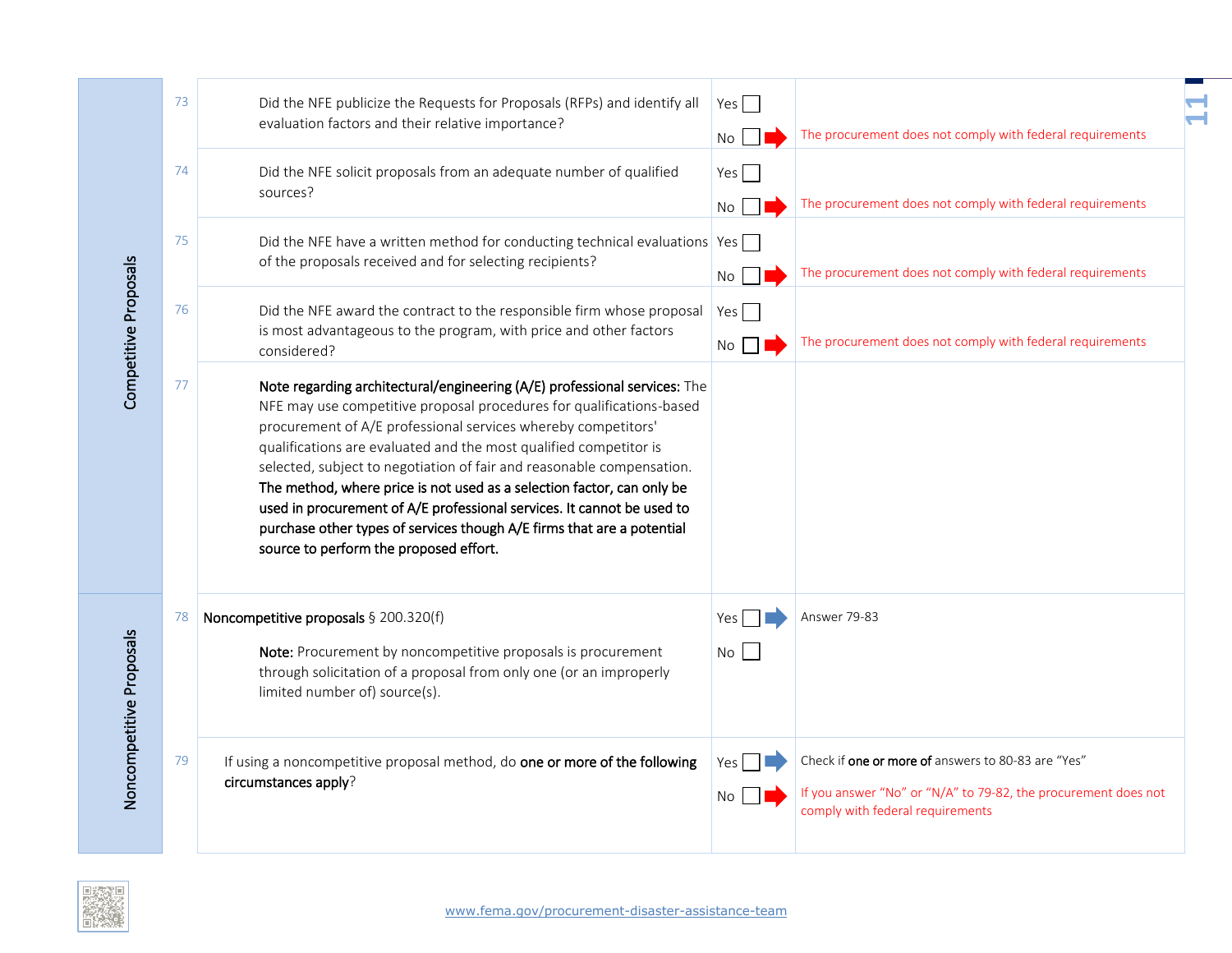| Section | # | Question | Response | Result |
|---|---|---|---|---|
| Competitive Proposals | 73 | Did the NFE publicize the Requests for Proposals (RFPs) and identify all evaluation factors and their relative importance? | Yes ☐<br>No ☐ ➡ | The procurement does not comply with federal requirements |
| | 74 | Did the NFE solicit proposals from an adequate number of qualified sources? | Yes ☐<br>No ☐ ➡ | The procurement does not comply with federal requirements |
| | 75 | Did the NFE have a written method for conducting technical evaluations of the proposals received and for selecting recipients? | Yes ☐<br>No ☐ ➡ | The procurement does not comply with federal requirements |
| | 76 | Did the NFE award the contract to the responsible firm whose proposal is most advantageous to the program, with price and other factors considered? | Yes ☐<br>No ☐ ➡ | The procurement does not comply with federal requirements |
| | 77 | **Note regarding architectural/engineering (A/E) professional services:** The NFE may use competitive proposal procedures for qualifications-based procurement of A/E professional services whereby competitors' qualifications are evaluated and the most qualified competitor is selected, subject to negotiation of fair and reasonable compensation. **The method, where price is not used as a selection factor, can only be used in procurement of A/E professional services. It cannot be used to purchase other types of services though A/E firms that are a potential source to perform the proposed effort.** | | |
| Noncompetitive Proposals | 78 | **Noncompetitive proposals** § 200.320(f)<br><br>**Note:** Procurement by noncompetitive proposals is procurement through solicitation of a proposal from only one (or an improperly limited number of) source(s). | Yes ☐ ➡<br>No ☐ | Answer 79-83 |
| | 79 | If using a noncompetitive proposal method, do **one or more of the following circumstances apply**? | Yes ☐ ➡<br>No ☐ ➡ | Check if **one or more of** answers to 80-83 are "Yes"<br><br>If you answer "No" or "N/A" to 79-82, the procurement does not comply with federal requirements |

www.fema.gov/procurement-disaster-assistance-team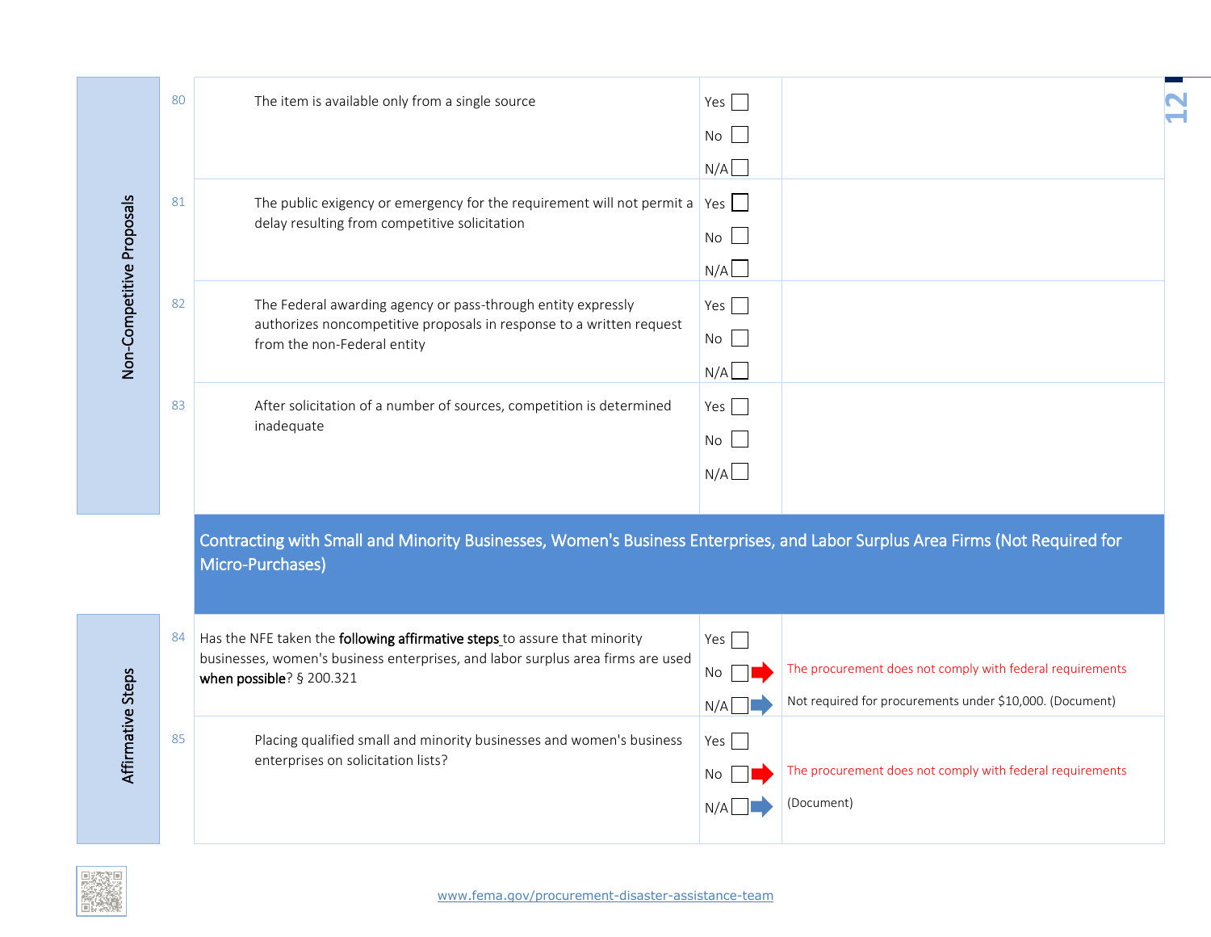| Section | # | Question | Response | Notes |
|---|---|---|---|---|
| Non-Competitive Proposals | 80 | The item is available only from a single source | Yes ☐<br>No ☐<br>N/A ☐ | |
| | 81 | The public exigency or emergency for the requirement will not permit a delay resulting from competitive solicitation | Yes ☐<br>No ☐<br>N/A ☐ | |
| | 82 | The Federal awarding agency or pass-through entity expressly authorizes noncompetitive proposals in response to a written request from the non-Federal entity | Yes ☐<br>No ☐<br>N/A ☐ | |
| | 83 | After solicitation of a number of sources, competition is determined inadequate | Yes ☐<br>No ☐<br>N/A ☐ | |

## Contracting with Small and Minority Businesses, Women's Business Enterprises, and Labor Surplus Area Firms (Not Required for Micro-Purchases)

| Section | # | Question | Response | Notes |
|---|---|---|---|---|
| Affirmative Steps | 84 | Has the NFE taken the **following affirmative steps** to assure that minority businesses, women's business enterprises, and labor surplus area firms are used **when possible**? § 200.321 | Yes ☐<br>No ☐ →<br>N/A ☐ → | No: The procurement does not comply with federal requirements<br>N/A: Not required for procurements under $10,000. (Document) |
| | 85 | Placing qualified small and minority businesses and women's business enterprises on solicitation lists? | Yes ☐<br>No ☐ →<br>N/A ☐ → | No: The procurement does not comply with federal requirements<br>N/A: (Document) |

www.fema.gov/procurement-disaster-assistance-team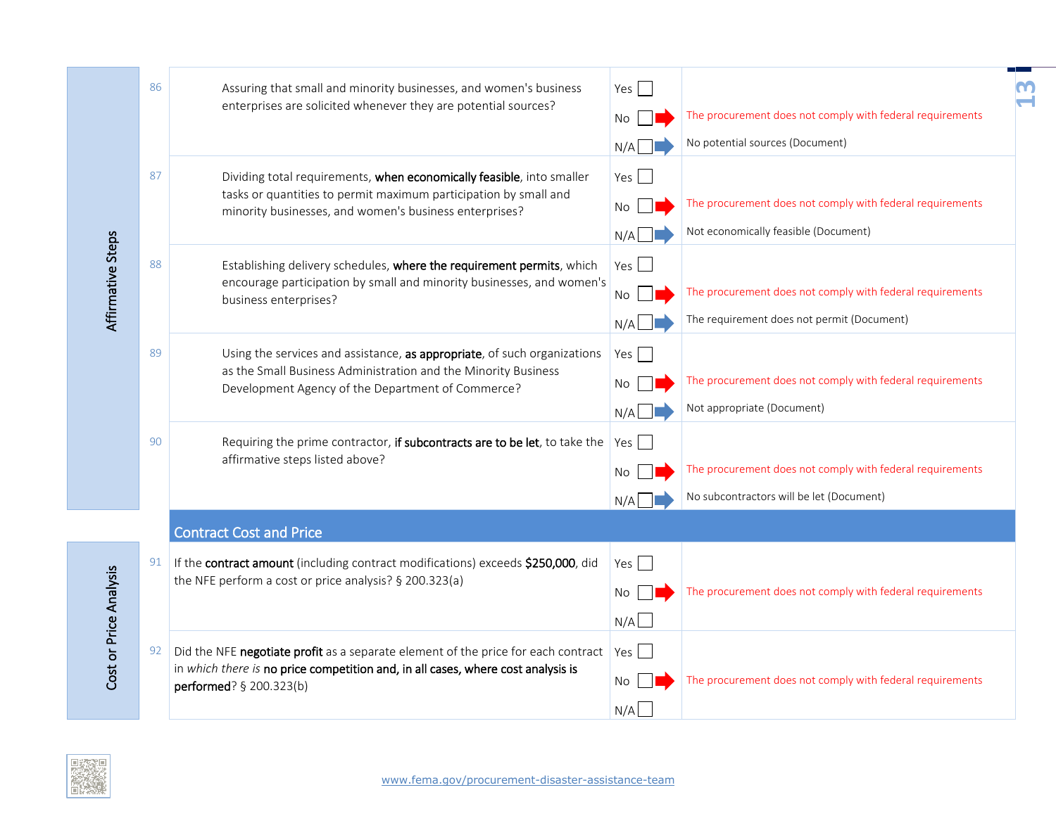| Section | # | Question | Response | Outcome |
|---|---|---|---|---|
| Affirmative Steps | 86 | Assuring that small and minority businesses, and women's business enterprises are solicited whenever they are potential sources? | Yes ☐ | |
| | | | No ☐ | The procurement does not comply with federal requirements |
| | | | N/A ☐ | No potential sources (Document) |
| | 87 | Dividing total requirements, **when economically feasible**, into smaller tasks or quantities to permit maximum participation by small and minority businesses, and women's business enterprises? | Yes ☐ | |
| | | | No ☐ | The procurement does not comply with federal requirements |
| | | | N/A ☐ | Not economically feasible (Document) |
| | 88 | Establishing delivery schedules, **where the requirement permits**, which encourage participation by small and minority businesses, and women's business enterprises? | Yes ☐ | |
| | | | No ☐ | The procurement does not comply with federal requirements |
| | | | N/A ☐ | The requirement does not permit (Document) |
| | 89 | Using the services and assistance, **as appropriate**, of such organizations as the Small Business Administration and the Minority Business Development Agency of the Department of Commerce? | Yes ☐ | |
| | | | No ☐ | The procurement does not comply with federal requirements |
| | | | N/A ☐ | Not appropriate (Document) |
| | 90 | Requiring the prime contractor, **if subcontracts are to be let**, to take the affirmative steps listed above? | Yes ☐ | |
| | | | No ☐ | The procurement does not comply with federal requirements |
| | | | N/A ☐ | No subcontractors will be let (Document) |

## Contract Cost and Price

| Section | # | Question | Response | Outcome |
|---|---|---|---|---|
| Cost or Price Analysis | 91 | If the **contract amount** (including contract modifications) exceeds **$250,000**, did the NFE perform a cost or price analysis? § 200.323(a) | Yes ☐ | |
| | | | No ☐ | The procurement does not comply with federal requirements |
| | | | N/A ☐ | |
| | 92 | Did the NFE **negotiate profit** as a separate element of the price for each contract in *which there is* **no price competition and, in all cases, where cost analysis is performed**? § 200.323(b) | Yes ☐ | |
| | | | No ☐ | The procurement does not comply with federal requirements |
| | | | N/A ☐ | |

www.fema.gov/procurement-disaster-assistance-team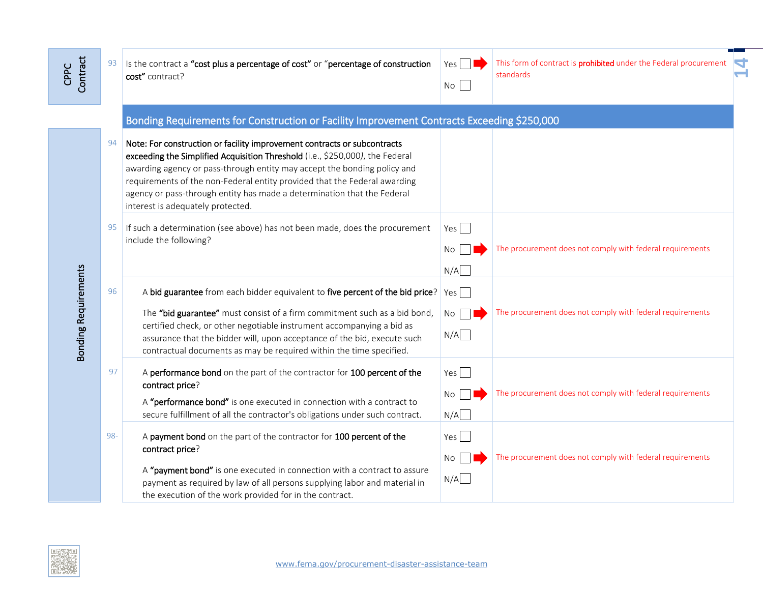| | | | | |
|---|---|---|---|---|
| CPPC Contract | 93 | Is the contract a **"cost plus a percentage of cost"** or "**percentage of construction cost"** contract? | Yes ☐ ➡<br>No ☐ | This form of contract is **prohibited** under the Federal procurement standards |
| | | **Bonding Requirements for Construction or Facility Improvement Contracts Exceeding $250,000** | | |
| Bonding Requirements | 94 | **Note: For construction or facility improvement contracts or subcontracts exceeding the Simplified Acquisition Threshold** (i.e., $250,000*)*, the Federal awarding agency or pass-through entity may accept the bonding policy and requirements of the non-Federal entity provided that the Federal awarding agency or pass-through entity has made a determination that the Federal interest is adequately protected. | | |
| | 95 | If such a determination (see above) has not been made, does the procurement include the following? | Yes ☐<br>No ☐ ➡<br>N/A ☐ | The procurement does not comply with federal requirements |
| | 96 | A **bid guarantee** from each bidder equivalent to **five percent of the bid price**?<br><br>The **"bid guarantee"** must consist of a firm commitment such as a bid bond, certified check, or other negotiable instrument accompanying a bid as assurance that the bidder will, upon acceptance of the bid, execute such contractual documents as may be required within the time specified. | Yes ☐<br>No ☐ ➡<br>N/A ☐ | The procurement does not comply with federal requirements |
| | 97 | A **performance bond** on the part of the contractor for **100 percent of the contract price**?<br><br>A **"performance bond"** is one executed in connection with a contract to secure fulfillment of all the contractor's obligations under such contract. | Yes ☐<br>No ☐ ➡<br>N/A ☐ | The procurement does not comply with federal requirements |
| | 98- | A **payment bond** on the part of the contractor for **100 percent of the contract price**?<br><br>A **"payment bond"** is one executed in connection with a contract to assure payment as required by law of all persons supplying labor and material in the execution of the work provided for in the contract. | Yes ☐<br>No ☐ ➡<br>N/A ☐ | The procurement does not comply with federal requirements |

www.fema.gov/procurement-disaster-assistance-team